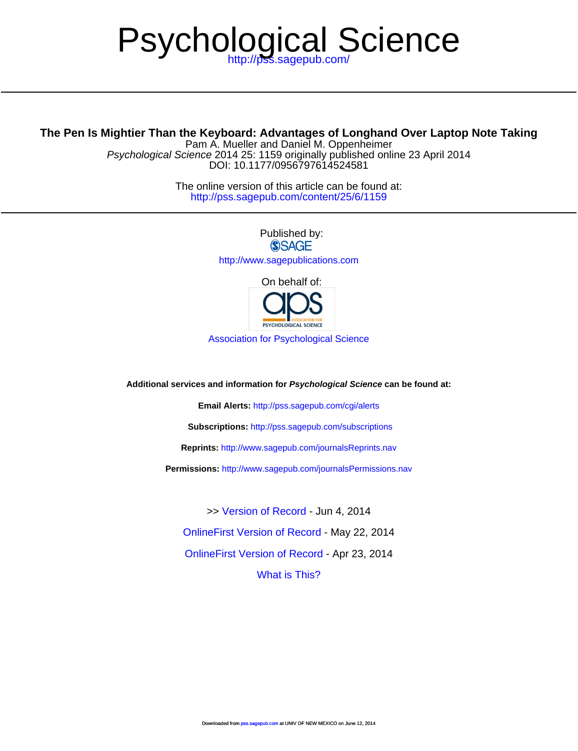# Psychological Science

http://pss.sagepub.com/

## The Pen Is Mightier Than the Keyboard: Advantages of Longhand Over Laptop Note Taking

Pam A. Mueller and Daniel M. Oppenheimer

*Psychological Science* 2014 25: 1159 originally published online 23 April 2014

DOI: 10.1177/0956797614524581

The online version of this article can be found at:

http://pss.sagepub.com/content/25/6/1159

Published by:

SAGE

http://www.sagepublications.com

On behalf of:

Association for Psychological Science

**Additional services and information for *Psychological Science* can be found at:**

**Email Alerts:** http://pss.sagepub.com/cgi/alerts

**Subscriptions:** http://pss.sagepub.com/subscriptions

**Reprints:** http://www.sagepub.com/journalsReprints.nav

**Permissions:** http://www.sagepub.com/journalsPermissions.nav

>> Version of Record - Jun 4, 2014

OnlineFirst Version of Record - May 22, 2014

OnlineFirst Version of Record - Apr 23, 2014

What is This?

Downloaded from pss.sagepub.com at UNIV OF NEW MEXICO on June 12, 2014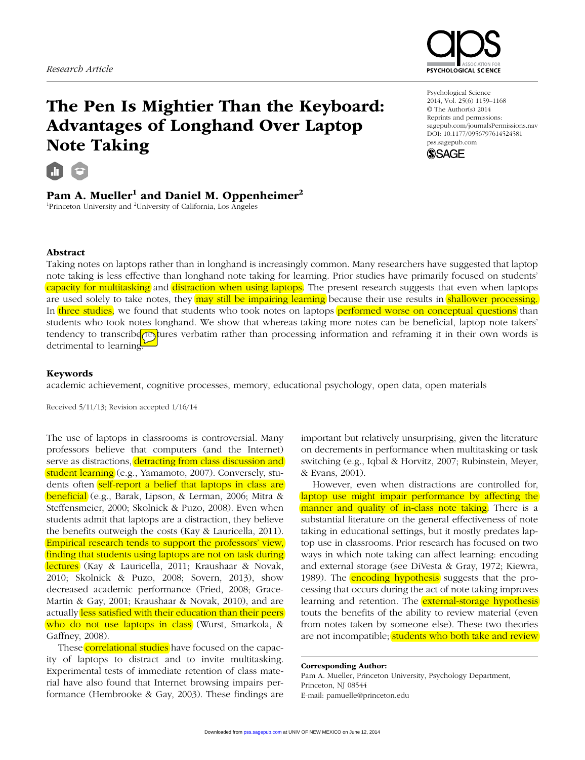Research Article

# The Pen Is Mightier Than the Keyboard: Advantages of Longhand Over Laptop Note Taking

Psychological Science
2014, Vol. 25(6) 1159–1168
© The Author(s) 2014
Reprints and permissions:
sagepub.com/journalsPermissions.nav
DOI: 10.1177/0956797614524581
pss.sagepub.com

**Pam A. Mueller[1] and Daniel M. Oppenheimer[2]**

[1]Princeton University and [2]University of California, Los Angeles

## Abstract

Taking notes on laptops rather than in longhand is increasingly common. Many researchers have suggested that laptop note taking is less effective than longhand note taking for learning. Prior studies have primarily focused on students' capacity for multitasking and distraction when using laptops. The present research suggests that even when laptops are used solely to take notes, they may still be impairing learning because their use results in shallower processing. In three studies, we found that students who took notes on laptops performed worse on conceptual questions than students who took notes longhand. We show that whereas taking more notes can be beneficial, laptop note takers' tendency to transcribe lectures verbatim rather than processing information and reframing it in their own words is detrimental to learning.

## Keywords

academic achievement, cognitive processes, memory, educational psychology, open data, open materials

Received 5/11/13; Revision accepted 1/16/14

The use of laptops in classrooms is controversial. Many professors believe that computers (and the Internet) serve as distractions, detracting from class discussion and student learning (e.g., Yamamoto, 2007). Conversely, students often self-report a belief that laptops in class are beneficial (e.g., Barak, Lipson, & Lerman, 2006; Mitra & Steffensmeier, 2000; Skolnick & Puzo, 2008). Even when students admit that laptops are a distraction, they believe the benefits outweigh the costs (Kay & Lauricella, 2011). Empirical research tends to support the professors' view, finding that students using laptops are not on task during lectures (Kay & Lauricella, 2011; Kraushaar & Novak, 2010; Skolnick & Puzo, 2008; Sovern, 2013), show decreased academic performance (Fried, 2008; Grace-Martin & Gay, 2001; Kraushaar & Novak, 2010), and are actually less satisfied with their education than their peers who do not use laptops in class (Wurst, Smarkola, & Gaffney, 2008).

These correlational studies have focused on the capacity of laptops to distract and to invite multitasking. Experimental tests of immediate retention of class material have also found that Internet browsing impairs performance (Hembrooke & Gay, 2003). These findings are important but relatively unsurprising, given the literature on decrements in performance when multitasking or task switching (e.g., Iqbal & Horvitz, 2007; Rubinstein, Meyer, & Evans, 2001).

However, even when distractions are controlled for, laptop use might impair performance by affecting the manner and quality of in-class note taking. There is a substantial literature on the general effectiveness of note taking in educational settings, but it mostly predates laptop use in classrooms. Prior research has focused on two ways in which note taking can affect learning: encoding and external storage (see DiVesta & Gray, 1972; Kiewra, 1989). The encoding hypothesis suggests that the processing that occurs during the act of note taking improves learning and retention. The external-storage hypothesis touts the benefits of the ability to review material (even from notes taken by someone else). These two theories are not incompatible; students who both take and review

**Corresponding Author:**
Pam A. Mueller, Princeton University, Psychology Department, Princeton, NJ 08544
E-mail: pamuelle@princeton.edu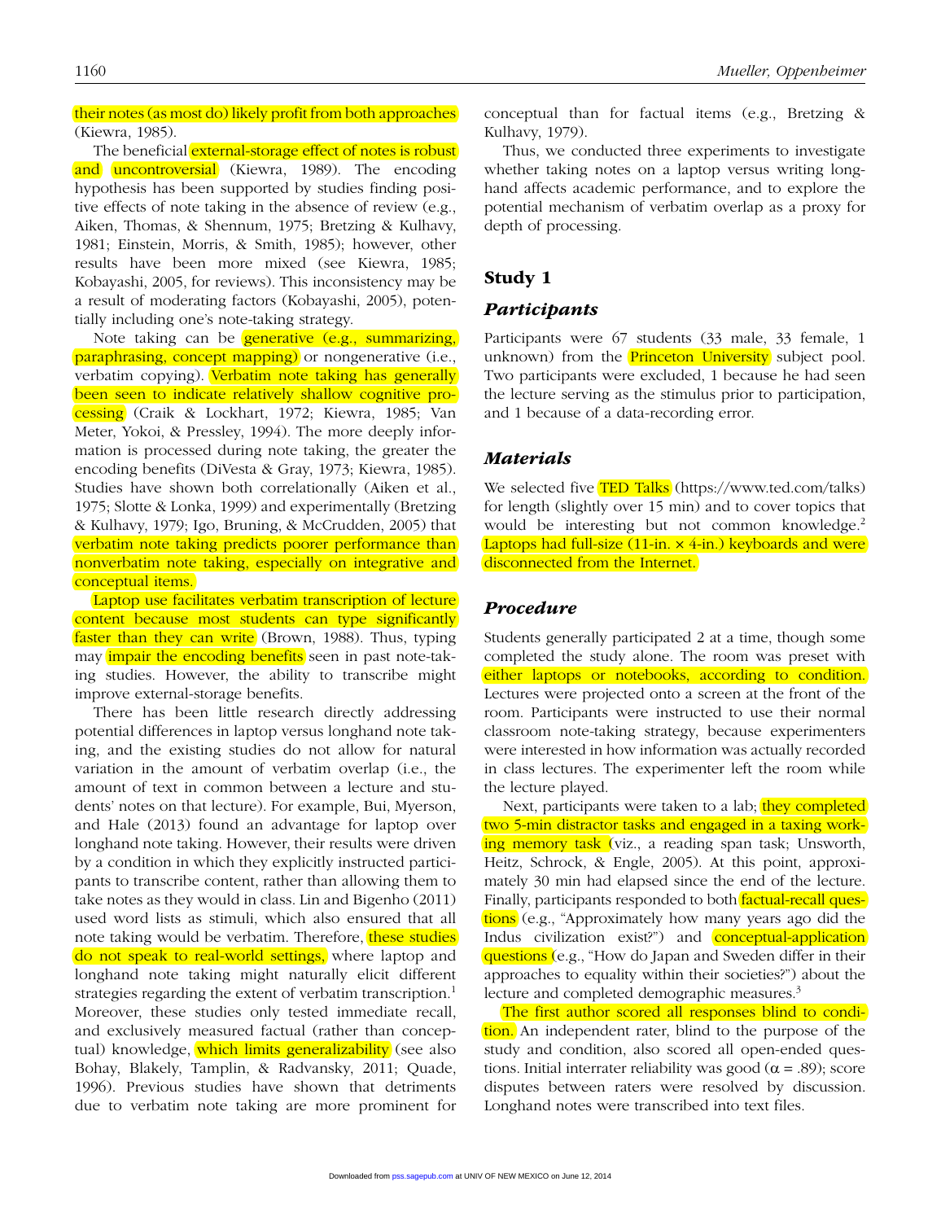their notes (as most do) likely profit from both approaches (Kiewra, 1985).

The beneficial external-storage effect of notes is robust and uncontroversial (Kiewra, 1989). The encoding hypothesis has been supported by studies finding positive effects of note taking in the absence of review (e.g., Aiken, Thomas, & Shennum, 1975; Bretzing & Kulhavy, 1981; Einstein, Morris, & Smith, 1985); however, other results have been more mixed (see Kiewra, 1985; Kobayashi, 2005, for reviews). This inconsistency may be a result of moderating factors (Kobayashi, 2005), potentially including one's note-taking strategy.

Note taking can be generative (e.g., summarizing, paraphrasing, concept mapping) or nongenerative (i.e., verbatim copying). Verbatim note taking has generally been seen to indicate relatively shallow cognitive processing (Craik & Lockhart, 1972; Kiewra, 1985; Van Meter, Yokoi, & Pressley, 1994). The more deeply information is processed during note taking, the greater the encoding benefits (DiVesta & Gray, 1973; Kiewra, 1985). Studies have shown both correlationally (Aiken et al., 1975; Slotte & Lonka, 1999) and experimentally (Bretzing & Kulhavy, 1979; Igo, Bruning, & McCrudden, 2005) that verbatim note taking predicts poorer performance than nonverbatim note taking, especially on integrative and conceptual items.

Laptop use facilitates verbatim transcription of lecture content because most students can type significantly faster than they can write (Brown, 1988). Thus, typing may impair the encoding benefits seen in past note-taking studies. However, the ability to transcribe might improve external-storage benefits.

There has been little research directly addressing potential differences in laptop versus longhand note taking, and the existing studies do not allow for natural variation in the amount of verbatim overlap (i.e., the amount of text in common between a lecture and students' notes on that lecture). For example, Bui, Myerson, and Hale (2013) found an advantage for laptop over longhand note taking. However, their results were driven by a condition in which they explicitly instructed participants to transcribe content, rather than allowing them to take notes as they would in class. Lin and Bigenho (2011) used word lists as stimuli, which also ensured that all note taking would be verbatim. Therefore, these studies do not speak to real-world settings, where laptop and longhand note taking might naturally elicit different strategies regarding the extent of verbatim transcription.[1] Moreover, these studies only tested immediate recall, and exclusively measured factual (rather than conceptual) knowledge, which limits generalizability (see also Bohay, Blakely, Tamplin, & Radvansky, 2011; Quade, 1996). Previous studies have shown that detriments due to verbatim note taking are more prominent for conceptual than for factual items (e.g., Bretzing & Kulhavy, 1979).

Thus, we conducted three experiments to investigate whether taking notes on a laptop versus writing longhand affects academic performance, and to explore the potential mechanism of verbatim overlap as a proxy for depth of processing.

## Study 1

### Participants

Participants were 67 students (33 male, 33 female, 1 unknown) from the Princeton University subject pool. Two participants were excluded, 1 because he had seen the lecture serving as the stimulus prior to participation, and 1 because of a data-recording error.

### Materials

We selected five TED Talks (https://www.ted.com/talks) for length (slightly over 15 min) and to cover topics that would be interesting but not common knowledge.[2] Laptops had full-size (11-in. × 4-in.) keyboards and were disconnected from the Internet.

### Procedure

Students generally participated 2 at a time, though some completed the study alone. The room was preset with either laptops or notebooks, according to condition. Lectures were projected onto a screen at the front of the room. Participants were instructed to use their normal classroom note-taking strategy, because experimenters were interested in how information was actually recorded in class lectures. The experimenter left the room while the lecture played.

Next, participants were taken to a lab; they completed two 5-min distractor tasks and engaged in a taxing working memory task (viz., a reading span task; Unsworth, Heitz, Schrock, & Engle, 2005). At this point, approximately 30 min had elapsed since the end of the lecture. Finally, participants responded to both factual-recall questions (e.g., "Approximately how many years ago did the Indus civilization exist?") and conceptual-application questions (e.g., "How do Japan and Sweden differ in their approaches to equality within their societies?") about the lecture and completed demographic measures.[3]

The first author scored all responses blind to condition. An independent rater, blind to the purpose of the study and condition, also scored all open-ended questions. Initial interrater reliability was good ($\alpha = .89$); score disputes between raters were resolved by discussion. Longhand notes were transcribed into text files.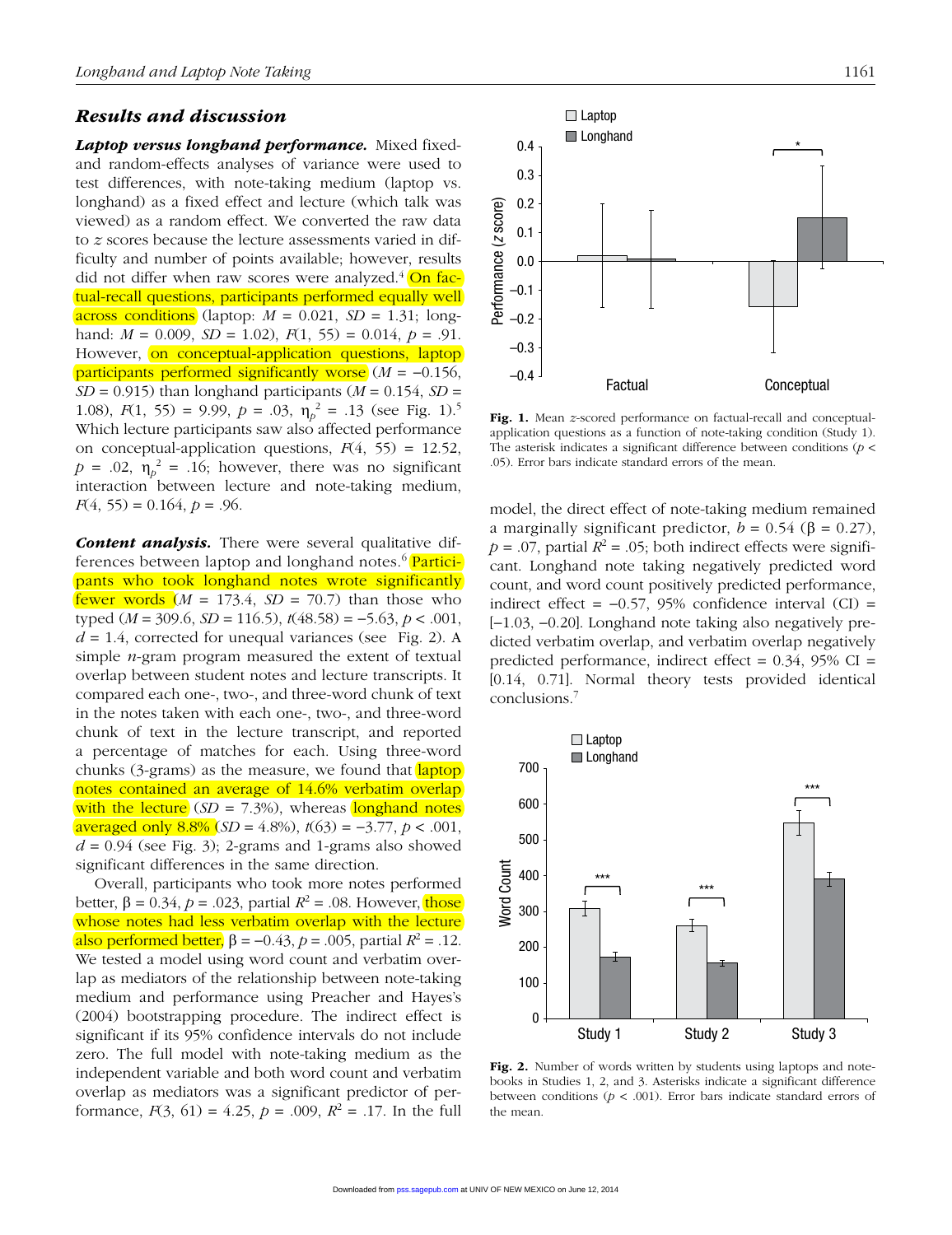## Results and discussion

***Laptop versus longhand performance.*** Mixed fixed- and random-effects analyses of variance were used to test differences, with note-taking medium (laptop vs. longhand) as a fixed effect and lecture (which talk was viewed) as a random effect. We converted the raw data to $z$ scores because the lecture assessments varied in difficulty and number of points available; however, results did not differ when raw scores were analyzed.[4] On factual-recall questions, participants performed equally well across conditions (laptop: $M$ = 0.021, $SD$ = 1.31; longhand: $M$ = 0.009, $SD$ = 1.02), $F(1, 55) = 0.014$, $p$ = .91. However, on conceptual-application questions, laptop participants performed significantly worse ($M$ = −0.156, $SD$ = 0.915) than longhand participants ($M$ = 0.154, $SD$ = 1.08), $F(1, 55) = 9.99$, $p$ = .03, $\eta_p^2$ = .13 (see Fig. 1).[5] Which lecture participants saw also affected performance on conceptual-application questions, $F(4, 55) = 12.52$, $p$ = .02, $\eta_p^2$ = .16; however, there was no significant interaction between lecture and note-taking medium, $F(4, 55) = 0.164$, $p$ = .96.

Fig. 1. Mean $z$-scored performance on factual-recall and conceptual-application questions as a function of note-taking condition (Study 1). The asterisk indicates a significant difference between conditions ($p$ < .05). Error bars indicate standard errors of the mean.

***Content analysis.*** There were several qualitative differences between laptop and longhand notes.[6] Participants who took longhand notes wrote significantly fewer words ($M$ = 173.4, $SD$ = 70.7) than those who typed ($M$ = 309.6, $SD$ = 116.5), $t(48.58) = -5.63$, $p$ < .001, $d$ = 1.4, corrected for unequal variances (see Fig. 2). A simple $n$-gram program measured the extent of textual overlap between student notes and lecture transcripts. It compared each one-, two-, and three-word chunk of text in the notes taken with each one-, two-, and three-word chunk of text in the lecture transcript, and reported a percentage of matches for each. Using three-word chunks (3-grams) as the measure, we found that laptop notes contained an average of 14.6% verbatim overlap with the lecture ($SD$ = 7.3%), whereas longhand notes averaged only 8.8% ($SD$ = 4.8%), $t(63) = -3.77$, $p$ < .001, $d$ = 0.94 (see Fig. 3); 2-grams and 1-grams also showed significant differences in the same direction.

Overall, participants who took more notes performed better, β = 0.34, $p$ = .023, partial $R^2$ = .08. However, those whose notes had less verbatim overlap with the lecture also performed better, β = −0.43, $p$ = .005, partial $R^2$ = .12. We tested a model using word count and verbatim overlap as mediators of the relationship between note-taking medium and performance using Preacher and Hayes's (2004) bootstrapping procedure. The indirect effect is significant if its 95% confidence intervals do not include zero. The full model with note-taking medium as the independent variable and both word count and verbatim overlap as mediators was a significant predictor of performance, $F(3, 61) = 4.25$, $p$ = .009, $R^2$ = .17. In the full model, the direct effect of note-taking medium remained a marginally significant predictor, $b$ = 0.54 (β = 0.27), $p$ = .07, partial $R^2$ = .05; both indirect effects were significant. Longhand note taking negatively predicted word count, and word count positively predicted performance, indirect effect = −0.57, 95% confidence interval (CI) = [−1.03, −0.20]. Longhand note taking also negatively predicted verbatim overlap, and verbatim overlap negatively predicted performance, indirect effect = 0.34, 95% CI = [0.14, 0.71]. Normal theory tests provided identical conclusions.[7]

Fig. 2. Number of words written by students using laptops and notebooks in Studies 1, 2, and 3. Asterisks indicate a significant difference between conditions ($p$ < .001). Error bars indicate standard errors of the mean.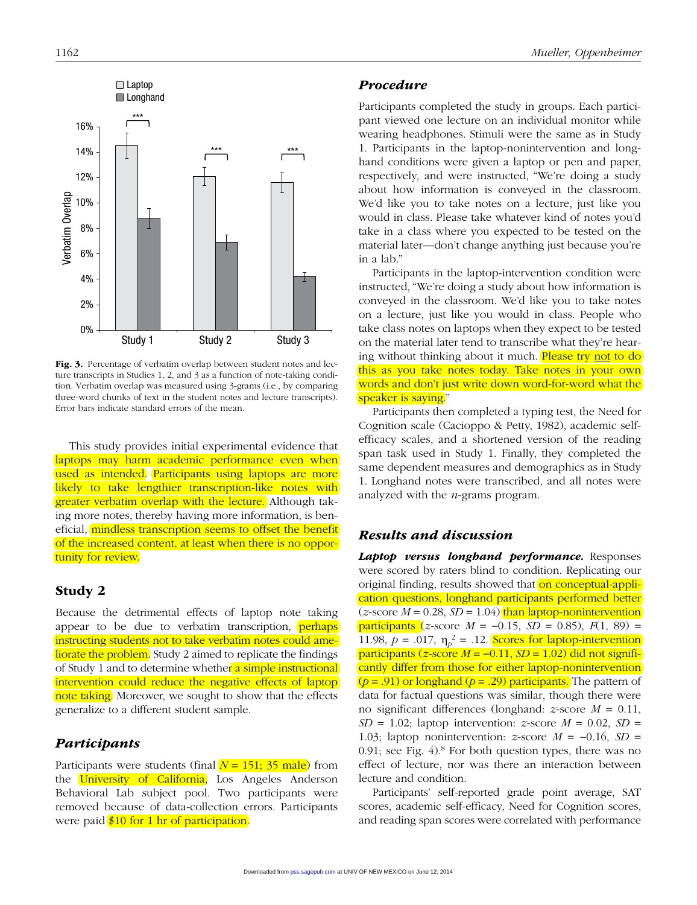Laptop
Longhand

16%
14%
12%
10%
8%
6%
4%
2%
0%

Verbatim Overlap

\*\*\*
\*\*\*
\*\*\*

Study 1
Study 2
Study 3

**Fig. 3.** Percentage of verbatim overlap between student notes and lecture transcripts in Studies 1, 2, and 3 as a function of note-taking condition. Verbatim overlap was measured using 3-grams (i.e., by comparing three-word chunks of text in the student notes and lecture transcripts). Error bars indicate standard errors of the mean.

This study provides initial experimental evidence that laptops may harm academic performance even when used as intended. Participants using laptops are more likely to take lengthier transcription-like notes with greater verbatim overlap with the lecture. Although taking more notes, thereby having more information, is beneficial, mindless transcription seems to offset the benefit of the increased content, at least when there is no opportunity for review.

## Study 2

Because the detrimental effects of laptop note taking appear to be due to verbatim transcription, perhaps instructing students not to take verbatim notes could ameliorate the problem. Study 2 aimed to replicate the findings of Study 1 and to determine whether a simple instructional intervention could reduce the negative effects of laptop note taking. Moreover, we sought to show that the effects generalize to a different student sample.

### *Participants*

Participants were students (final $N$ = 151; 35 male) from the University of California, Los Angeles Anderson Behavioral Lab subject pool. Two participants were removed because of data-collection errors. Participants were paid $10 for 1 hr of participation.

### *Procedure*

Participants completed the study in groups. Each participant viewed one lecture on an individual monitor while wearing headphones. Stimuli were the same as in Study 1. Participants in the laptop-nonintervention and longhand conditions were given a laptop or pen and paper, respectively, and were instructed, "We're doing a study about how information is conveyed in the classroom. We'd like you to take notes on a lecture, just like you would in class. Please take whatever kind of notes you'd take in a class where you expected to be tested on the material later—don't change anything just because you're in a lab."

Participants in the laptop-intervention condition were instructed, "We're doing a study about how information is conveyed in the classroom. We'd like you to take notes on a lecture, just like you would in class. People who take class notes on laptops when they expect to be tested on the material later tend to transcribe what they're hearing without thinking about it much. Please try not to do this as you take notes today. Take notes in your own words and don't just write down word-for-word what the speaker is saying."

Participants then completed a typing test, the Need for Cognition scale (Cacioppo & Petty, 1982), academic self-efficacy scales, and a shortened version of the reading span task used in Study 1. Finally, they completed the same dependent measures and demographics as in Study 1. Longhand notes were transcribed, and all notes were analyzed with the $n$-grams program.

### *Results and discussion*

***Laptop versus longhand performance.*** Responses were scored by raters blind to condition. Replicating our original finding, results showed that on conceptual-application questions, longhand participants performed better ($z$-score $M$ = 0.28, $SD$ = 1.04) than laptop-nonintervention participants ($z$-score $M$ = −0.15, $SD$ = 0.85), $F(1, 89) = 11.98$, $p = .017$, $\eta_p^2 = .12$. Scores for laptop-intervention participants ($z$-score $M$ = −0.11, $SD$ = 1.02) did not significantly differ from those for either laptop-nonintervention ($p$ = .91) or longhand ($p$ = .29) participants. The pattern of data for factual questions was similar, though there were no significant differences (longhand: $z$-score $M$ = 0.11, $SD$ = 1.02; laptop intervention: $z$-score $M$ = 0.02, $SD$ = 1.03; laptop nonintervention: $z$-score $M$ = −0.16, $SD$ = 0.91; see Fig. 4).[8] For both question types, there was no effect of lecture, nor was there an interaction between lecture and condition.

Participants' self-reported grade point average, SAT scores, academic self-efficacy, Need for Cognition scores, and reading span scores were correlated with performance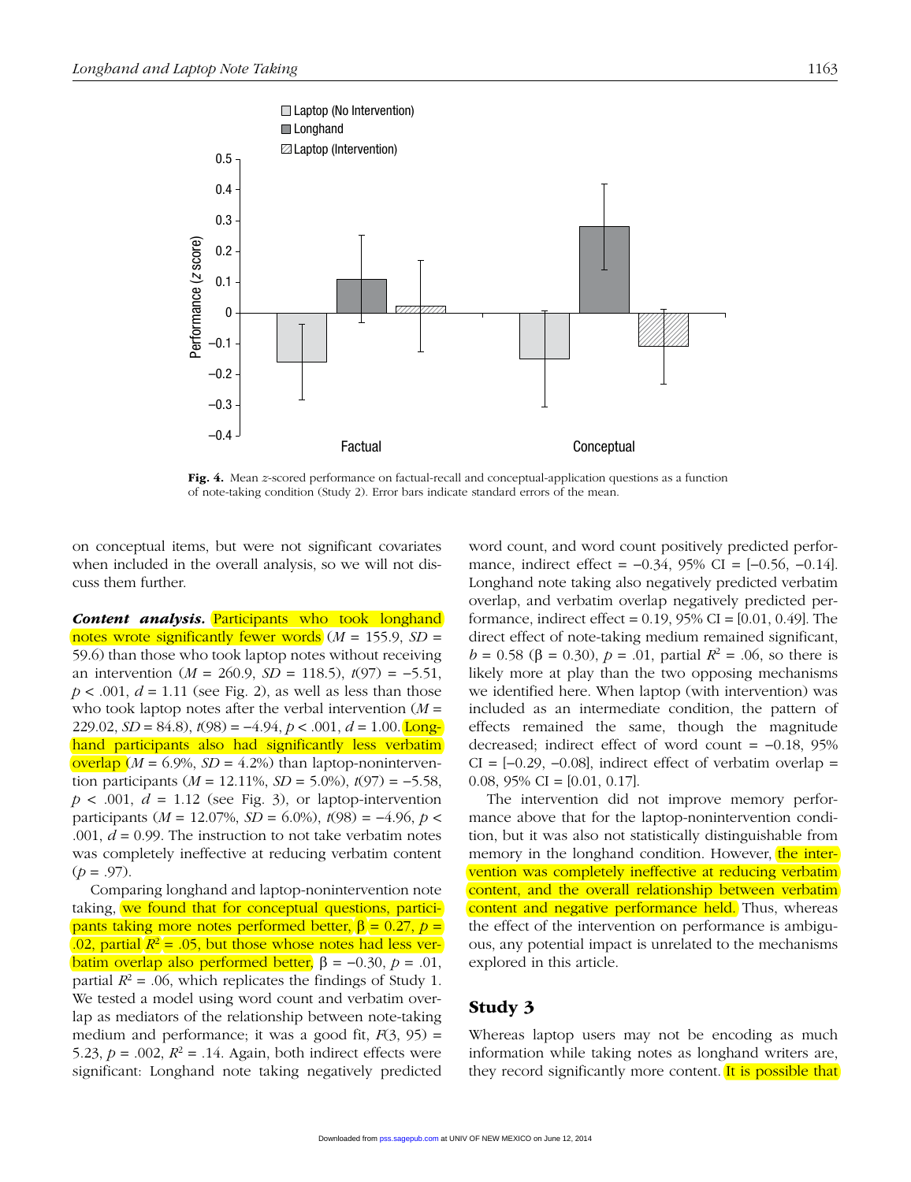Fig. 4. Mean $z$-scored performance on factual-recall and conceptual-application questions as a function of note-taking condition (Study 2). Error bars indicate standard errors of the mean.

on conceptual items, but were not significant covariates when included in the overall analysis, so we will not discuss them further.

***Content analysis.*** Participants who took longhand notes wrote significantly fewer words ($M$ = 155.9, $SD$ = 59.6) than those who took laptop notes without receiving an intervention ($M$ = 260.9, $SD$ = 118.5), $t(97) = -5.51$, $p < .001$, $d = 1.11$ (see Fig. 2), as well as less than those who took laptop notes after the verbal intervention ($M$ = 229.02, $SD$ = 84.8), $t(98) = -4.94$, $p < .001$, $d = 1.00$. Longhand participants also had significantly less verbatim overlap ($M$ = 6.9%, $SD$ = 4.2%) than laptop-nonintervention participants ($M$ = 12.11%, $SD$ = 5.0%), $t(97) = -5.58$, $p < .001$, $d = 1.12$ (see Fig. 3), or laptop-intervention participants ($M$ = 12.07%, $SD$ = 6.0%), $t(98) = -4.96$, $p < .001$, $d = 0.99$. The instruction to not take verbatim notes was completely ineffective at reducing verbatim content ($p = .97$).

Comparing longhand and laptop-nonintervention note taking, we found that for conceptual questions, participants taking more notes performed better, $\beta = 0.27$, $p = .02$, partial $R^2 = .05$, but those whose notes had less verbatim overlap also performed better, $\beta = -0.30$, $p = .01$, partial $R^2 = .06$, which replicates the findings of Study 1. We tested a model using word count and verbatim overlap as mediators of the relationship between note-taking medium and performance; it was a good fit, $F(3, 95) = 5.23$, $p = .002$, $R^2 = .14$. Again, both indirect effects were significant: Longhand note taking negatively predicted word count, and word count positively predicted performance, indirect effect = −0.34, 95% CI = [−0.56, −0.14]. Longhand note taking also negatively predicted verbatim overlap, and verbatim overlap negatively predicted performance, indirect effect = 0.19, 95% CI = [0.01, 0.49]. The direct effect of note-taking medium remained significant, $b = 0.58$ ($\beta = 0.30$), $p = .01$, partial $R^2 = .06$, so there is likely more at play than the two opposing mechanisms we identified here. When laptop (with intervention) was included as an intermediate condition, the pattern of effects remained the same, though the magnitude decreased; indirect effect of word count = −0.18, 95% CI = [−0.29, −0.08], indirect effect of verbatim overlap = 0.08, 95% CI = [0.01, 0.17].

The intervention did not improve memory performance above that for the laptop-nonintervention condition, but it was also not statistically distinguishable from memory in the longhand condition. However, the intervention was completely ineffective at reducing verbatim content, and the overall relationship between verbatim content and negative performance held. Thus, whereas the effect of the intervention on performance is ambiguous, any potential impact is unrelated to the mechanisms explored in this article.

## Study 3

Whereas laptop users may not be encoding as much information while taking notes as longhand writers are, they record significantly more content. It is possible that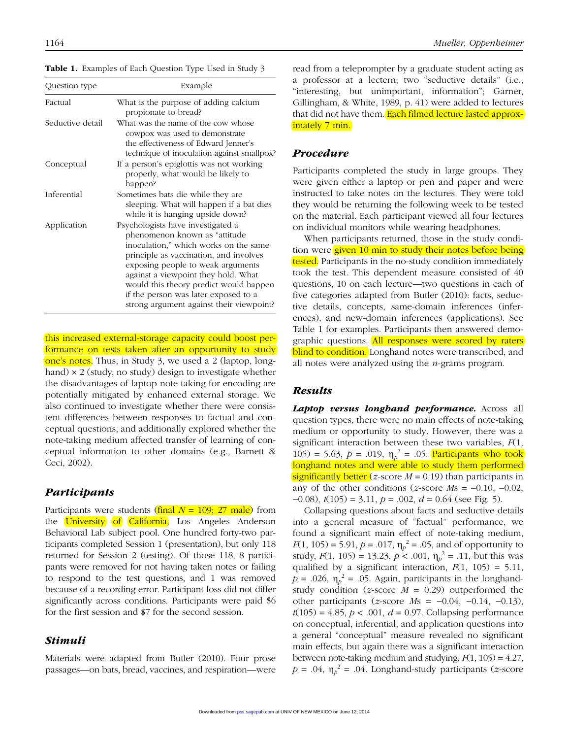**Table 1.** Examples of Each Question Type Used in Study 3

| Question type | Example |
|---|---|
| Factual | What is the purpose of adding calcium propionate to bread? |
| Seductive detail | What was the name of the cow whose cowpox was used to demonstrate the effectiveness of Edward Jenner's technique of inoculation against smallpox? |
| Conceptual | If a person's epiglottis was not working properly, what would be likely to happen? |
| Inferential | Sometimes bats die while they are sleeping. What will happen if a bat dies while it is hanging upside down? |
| Application | Psychologists have investigated a phenomenon known as "attitude inoculation," which works on the same principle as vaccination, and involves exposing people to weak arguments against a viewpoint they hold. What would this theory predict would happen if the person was later exposed to a strong argument against their viewpoint? |

this increased external-storage capacity could boost performance on tests taken after an opportunity to study one's notes. Thus, in Study 3, we used a 2 (laptop, longhand) × 2 (study, no study) design to investigate whether the disadvantages of laptop note taking for encoding are potentially mitigated by enhanced external storage. We also continued to investigate whether there were consistent differences between responses to factual and conceptual questions, and additionally explored whether the note-taking medium affected transfer of learning of conceptual information to other domains (e.g., Barnett & Ceci, 2002).

## Participants

Participants were students (final $N$ = 109; 27 male) from the University of California, Los Angeles Anderson Behavioral Lab subject pool. One hundred forty-two participants completed Session 1 (presentation), but only 118 returned for Session 2 (testing). Of those 118, 8 participants were removed for not having taken notes or failing to respond to the test questions, and 1 was removed because of a recording error. Participant loss did not differ significantly across conditions. Participants were paid $6 for the first session and $7 for the second session.

## Stimuli

Materials were adapted from Butler (2010). Four prose passages—on bats, bread, vaccines, and respiration—were read from a teleprompter by a graduate student acting as a professor at a lectern; two "seductive details" (i.e., "interesting, but unimportant, information"; Garner, Gillingham, & White, 1989, p. 41) were added to lectures that did not have them. Each filmed lecture lasted approximately 7 min.

## Procedure

Participants completed the study in large groups. They were given either a laptop or pen and paper and were instructed to take notes on the lectures. They were told they would be returning the following week to be tested on the material. Each participant viewed all four lectures on individual monitors while wearing headphones.

When participants returned, those in the study condition were given 10 min to study their notes before being tested. Participants in the no-study condition immediately took the test. This dependent measure consisted of 40 questions, 10 on each lecture—two questions in each of five categories adapted from Butler (2010): facts, seductive details, concepts, same-domain inferences (inferences), and new-domain inferences (applications). See Table 1 for examples. Participants then answered demographic questions. All responses were scored by raters blind to condition. Longhand notes were transcribed, and all notes were analyzed using the $n$-grams program.

## Results

***Laptop versus longhand performance.*** Across all question types, there were no main effects of note-taking medium or opportunity to study. However, there was a significant interaction between these two variables, $F(1, 105) = 5.63$, $p = .019$, $\eta_p^2 = .05$. Participants who took longhand notes and were able to study them performed significantly better ($z$-score $M = 0.19$) than participants in any of the other conditions ($z$-score $M$s = −0.10, −0.02, −0.08), $t(105) = 3.11$, $p = .002$, $d = 0.64$ (see Fig. 5).

Collapsing questions about facts and seductive details into a general measure of "factual" performance, we found a significant main effect of note-taking medium, $F(1, 105) = 5.91$, $p = .017$, $\eta_p^2 = .05$, and of opportunity to study, $F(1, 105) = 13.23$, $p < .001$, $\eta_p^2 = .11$, but this was qualified by a significant interaction, $F(1, 105) = 5.11$, $p = .026$, $\eta_p^2 = .05$. Again, participants in the longhand-study condition ($z$-score $M = 0.29$) outperformed the other participants ($z$-score $M$s = −0.04, −0.14, −0.13), $t(105) = 4.85$, $p < .001$, $d = 0.97$. Collapsing performance on conceptual, inferential, and application questions into a general "conceptual" measure revealed no significant main effects, but again there was a significant interaction between note-taking medium and studying, $F(1, 105) = 4.27$, $p = .04$, $\eta_p^2 = .04$. Longhand-study participants ($z$-score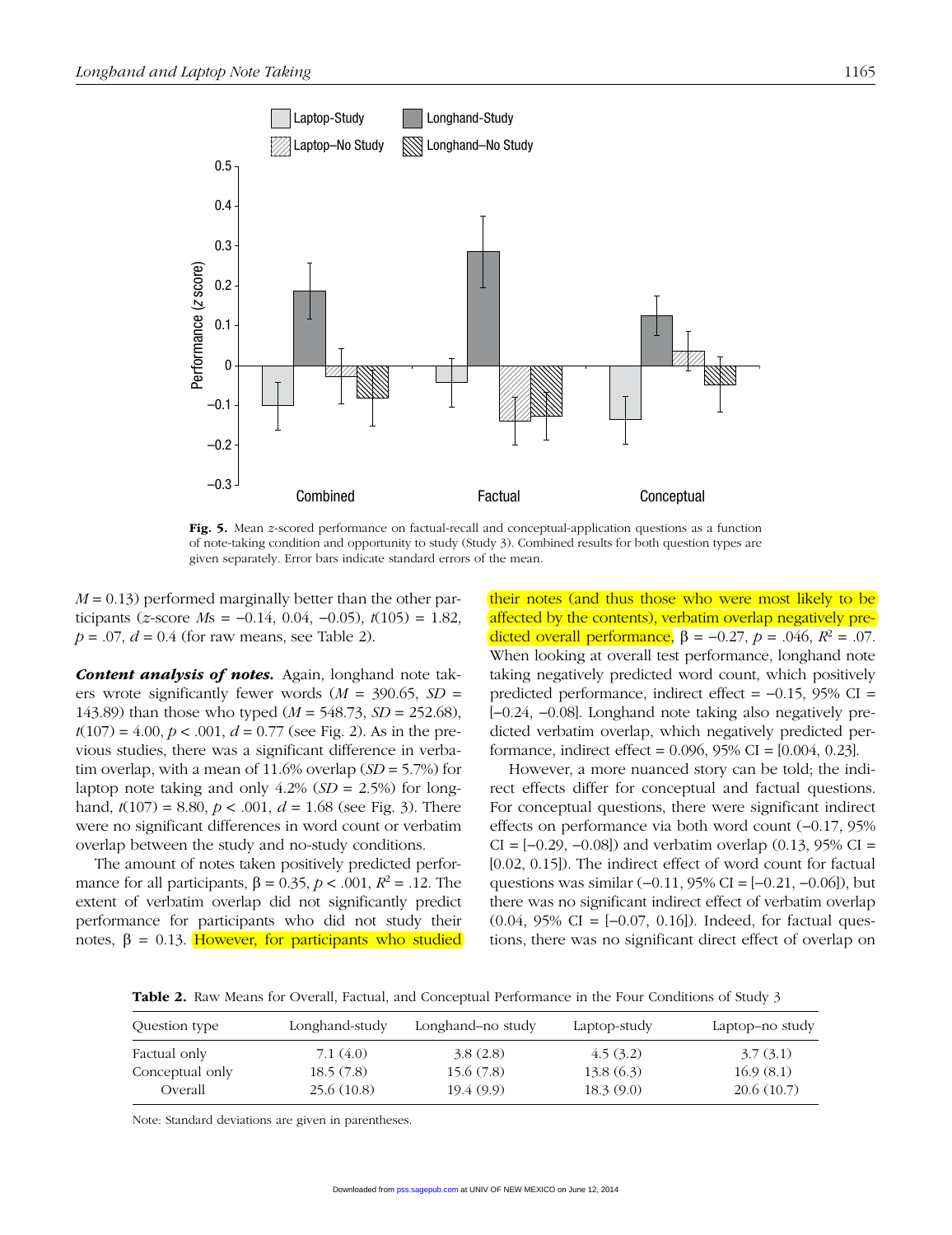Fig. 5. Mean z-scored performance on factual-recall and conceptual-application questions as a function of note-taking condition and opportunity to study (Study 3). Combined results for both question types are given separately. Error bars indicate standard errors of the mean.

$M = 0.13$) performed marginally better than the other participants (z-score $M$s = −0.14, 0.04, −0.05), $t(105) = 1.82$, $p = .07$, $d = 0.4$ (for raw means, see Table 2).

***Content analysis of notes.*** Again, longhand note takers wrote significantly fewer words ($M = 390.65$, $SD = 143.89$) than those who typed ($M = 548.73$, $SD = 252.68$), $t(107) = 4.00$, $p < .001$, $d = 0.77$ (see Fig. 2). As in the previous studies, there was a significant difference in verbatim overlap, with a mean of 11.6% overlap ($SD = 5.7\%$) for laptop note taking and only 4.2% ($SD = 2.5\%$) for longhand, $t(107) = 8.80$, $p < .001$, $d = 1.68$ (see Fig. 3). There were no significant differences in word count or verbatim overlap between the study and no-study conditions.

The amount of notes taken positively predicted performance for all participants, $\beta = 0.35$, $p < .001$, $R^2 = .12$. The extent of verbatim overlap did not significantly predict performance for participants who did not study their notes, $\beta = 0.13$. However, for participants who studied their notes (and thus those who were most likely to be affected by the contents), verbatim overlap negatively predicted overall performance, $\beta = -0.27$, $p = .046$, $R^2 = .07$. When looking at overall test performance, longhand note taking negatively predicted word count, which positively predicted performance, indirect effect = −0.15, 95% CI = [−0.24, −0.08]. Longhand note taking also negatively predicted verbatim overlap, which negatively predicted performance, indirect effect = 0.096, 95% CI = [0.004, 0.23].

However, a more nuanced story can be told; the indirect effects differ for conceptual and factual questions. For conceptual questions, there were significant indirect effects on performance via both word count (−0.17, 95% CI = [−0.29, −0.08]) and verbatim overlap (0.13, 95% CI = [0.02, 0.15]). The indirect effect of word count for factual questions was similar (−0.11, 95% CI = [−0.21, −0.06]), but there was no significant indirect effect of verbatim overlap (0.04, 95% CI = [−0.07, 0.16]). Indeed, for factual questions, there was no significant direct effect of overlap on

**Table 2.** Raw Means for Overall, Factual, and Conceptual Performance in the Four Conditions of Study 3

| Question type | Longhand-study | Longhand–no study | Laptop-study | Laptop–no study |
|---|---|---|---|---|
| Factual only | 7.1 (4.0) | 3.8 (2.8) | 4.5 (3.2) | 3.7 (3.1) |
| Conceptual only | 18.5 (7.8) | 15.6 (7.8) | 13.8 (6.3) | 16.9 (8.1) |
| Overall | 25.6 (10.8) | 19.4 (9.9) | 18.3 (9.0) | 20.6 (10.7) |

Note: Standard deviations are given in parentheses.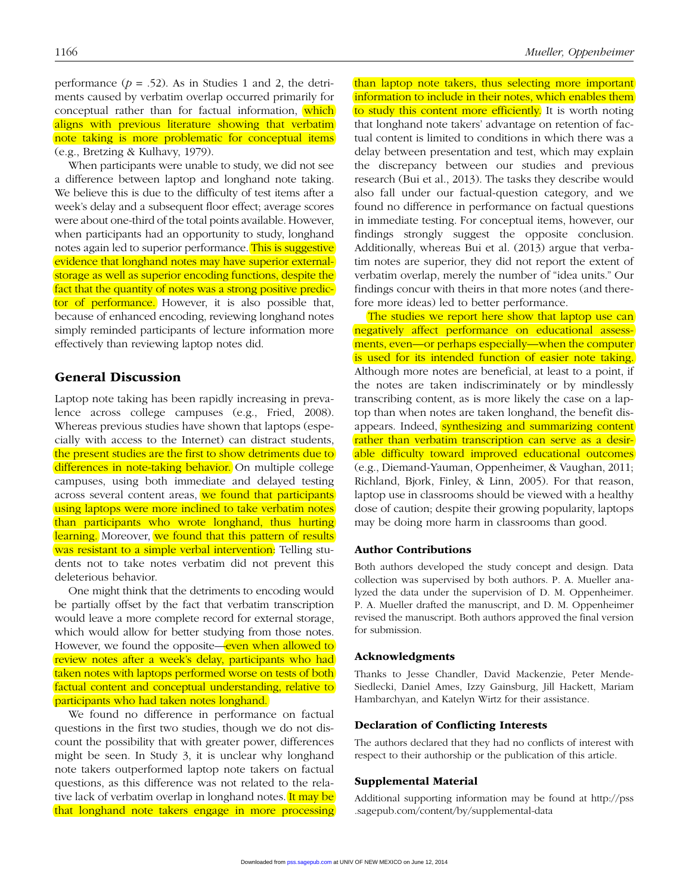performance ($p$ = .52). As in Studies 1 and 2, the detriments caused by verbatim overlap occurred primarily for conceptual rather than for factual information, which aligns with previous literature showing that verbatim note taking is more problematic for conceptual items (e.g., Bretzing & Kulhavy, 1979).

When participants were unable to study, we did not see a difference between laptop and longhand note taking. We believe this is due to the difficulty of test items after a week's delay and a subsequent floor effect; average scores were about one-third of the total points available. However, when participants had an opportunity to study, longhand notes again led to superior performance. This is suggestive evidence that longhand notes may have superior external-storage as well as superior encoding functions, despite the fact that the quantity of notes was a strong positive predictor of performance. However, it is also possible that, because of enhanced encoding, reviewing longhand notes simply reminded participants of lecture information more effectively than reviewing laptop notes did.

## General Discussion

Laptop note taking has been rapidly increasing in prevalence across college campuses (e.g., Fried, 2008). Whereas previous studies have shown that laptops (especially with access to the Internet) can distract students, the present studies are the first to show detriments due to differences in note-taking behavior. On multiple college campuses, using both immediate and delayed testing across several content areas, we found that participants using laptops were more inclined to take verbatim notes than participants who wrote longhand, thus hurting learning. Moreover, we found that this pattern of results was resistant to a simple verbal intervention: Telling students not to take notes verbatim did not prevent this deleterious behavior.

One might think that the detriments to encoding would be partially offset by the fact that verbatim transcription would leave a more complete record for external storage, which would allow for better studying from those notes. However, we found the opposite—even when allowed to review notes after a week's delay, participants who had taken notes with laptops performed worse on tests of both factual content and conceptual understanding, relative to participants who had taken notes longhand.

We found no difference in performance on factual questions in the first two studies, though we do not discount the possibility that with greater power, differences might be seen. In Study 3, it is unclear why longhand note takers outperformed laptop note takers on factual questions, as this difference was not related to the relative lack of verbatim overlap in longhand notes. It may be that longhand note takers engage in more processing than laptop note takers, thus selecting more important information to include in their notes, which enables them to study this content more efficiently. It is worth noting that longhand note takers' advantage on retention of factual content is limited to conditions in which there was a delay between presentation and test, which may explain the discrepancy between our studies and previous research (Bui et al., 2013). The tasks they describe would also fall under our factual-question category, and we found no difference in performance on factual questions in immediate testing. For conceptual items, however, our findings strongly suggest the opposite conclusion. Additionally, whereas Bui et al. (2013) argue that verbatim notes are superior, they did not report the extent of verbatim overlap, merely the number of "idea units." Our findings concur with theirs in that more notes (and therefore more ideas) led to better performance.

The studies we report here show that laptop use can negatively affect performance on educational assessments, even—or perhaps especially—when the computer is used for its intended function of easier note taking. Although more notes are beneficial, at least to a point, if the notes are taken indiscriminately or by mindlessly transcribing content, as is more likely the case on a laptop than when notes are taken longhand, the benefit disappears. Indeed, synthesizing and summarizing content rather than verbatim transcription can serve as a desirable difficulty toward improved educational outcomes (e.g., Diemand-Yauman, Oppenheimer, & Vaughan, 2011; Richland, Bjork, Finley, & Linn, 2005). For that reason, laptop use in classrooms should be viewed with a healthy dose of caution; despite their growing popularity, laptops may be doing more harm in classrooms than good.

### Author Contributions

Both authors developed the study concept and design. Data collection was supervised by both authors. P. A. Mueller analyzed the data under the supervision of D. M. Oppenheimer. P. A. Mueller drafted the manuscript, and D. M. Oppenheimer revised the manuscript. Both authors approved the final version for submission.

### Acknowledgments

Thanks to Jesse Chandler, David Mackenzie, Peter Mende-Siedlecki, Daniel Ames, Izzy Gainsburg, Jill Hackett, Mariam Hambarchyan, and Katelyn Wirtz for their assistance.

### Declaration of Conflicting Interests

The authors declared that they had no conflicts of interest with respect to their authorship or the publication of this article.

### Supplemental Material

Additional supporting information may be found at http://pss.sagepub.com/content/by/supplemental-data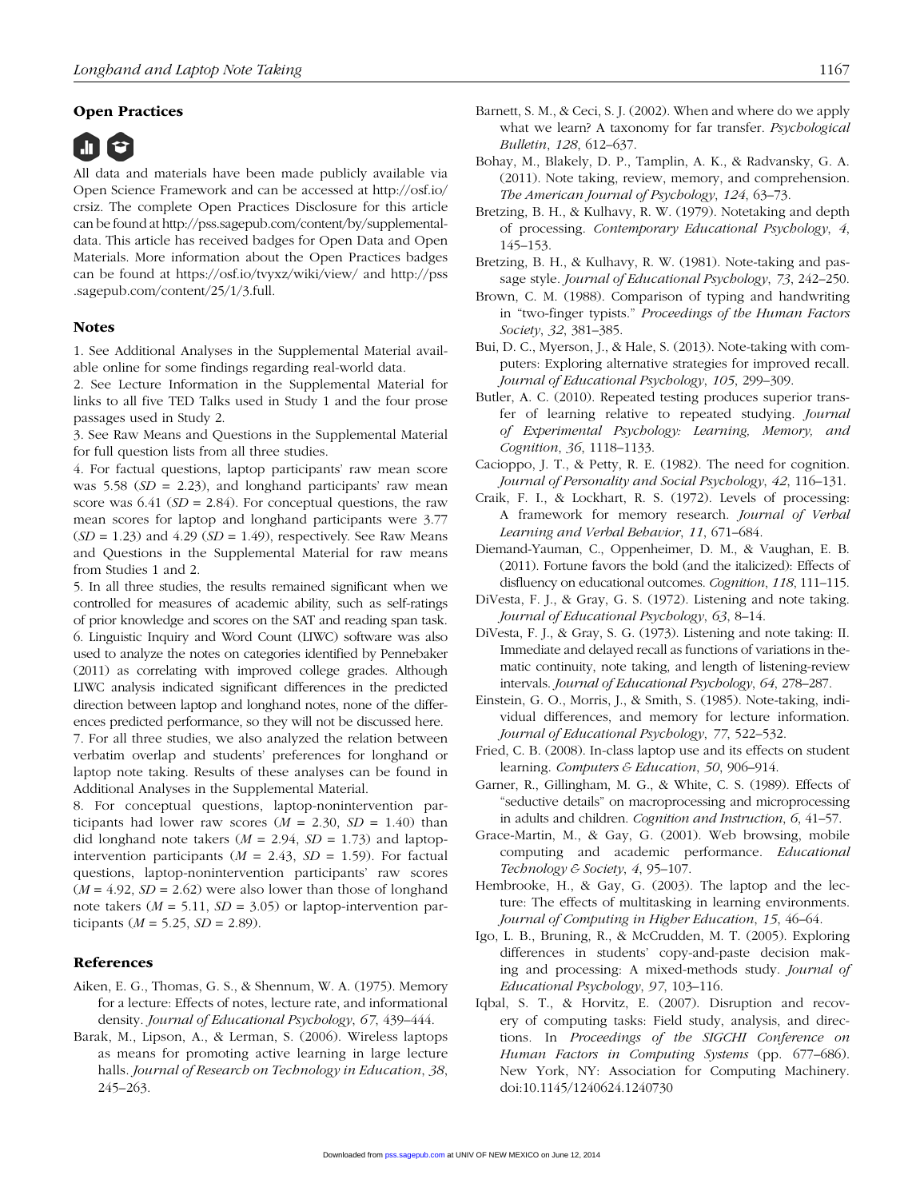## Open Practices

All data and materials have been made publicly available via Open Science Framework and can be accessed at http://osf.io/crsiz. The complete Open Practices Disclosure for this article can be found at http://pss.sagepub.com/content/by/supplemental-data. This article has received badges for Open Data and Open Materials. More information about the Open Practices badges can be found at https://osf.io/tvyxz/wiki/view/ and http://pss.sagepub.com/content/25/1/3.full.

## Notes

1. See Additional Analyses in the Supplemental Material available online for some findings regarding real-world data.

2. See Lecture Information in the Supplemental Material for links to all five TED Talks used in Study 1 and the four prose passages used in Study 2.

3. See Raw Means and Questions in the Supplemental Material for full question lists from all three studies.

4. For factual questions, laptop participants' raw mean score was 5.58 ($SD$ = 2.23), and longhand participants' raw mean score was 6.41 ($SD$ = 2.84). For conceptual questions, the raw mean scores for laptop and longhand participants were 3.77 ($SD$ = 1.23) and 4.29 ($SD$ = 1.49), respectively. See Raw Means and Questions in the Supplemental Material for raw means from Studies 1 and 2.

5. In all three studies, the results remained significant when we controlled for measures of academic ability, such as self-ratings of prior knowledge and scores on the SAT and reading span task.

6. Linguistic Inquiry and Word Count (LIWC) software was also used to analyze the notes on categories identified by Pennebaker (2011) as correlating with improved college grades. Although LIWC analysis indicated significant differences in the predicted direction between laptop and longhand notes, none of the differences predicted performance, so they will not be discussed here.

7. For all three studies, we also analyzed the relation between verbatim overlap and students' preferences for longhand or laptop note taking. Results of these analyses can be found in Additional Analyses in the Supplemental Material.

8. For conceptual questions, laptop-nonintervention participants had lower raw scores ($M$ = 2.30, $SD$ = 1.40) than did longhand note takers ($M$ = 2.94, $SD$ = 1.73) and laptop-intervention participants ($M$ = 2.43, $SD$ = 1.59). For factual questions, laptop-nonintervention participants' raw scores ($M$ = 4.92, $SD$ = 2.62) were also lower than those of longhand note takers ($M$ = 5.11, $SD$ = 3.05) or laptop-intervention participants ($M$ = 5.25, $SD$ = 2.89).

## References

Aiken, E. G., Thomas, G. S., & Shennum, W. A. (1975). Memory for a lecture: Effects of notes, lecture rate, and informational density. *Journal of Educational Psychology*, *67*, 439–444.

Barak, M., Lipson, A., & Lerman, S. (2006). Wireless laptops as means for promoting active learning in large lecture halls. *Journal of Research on Technology in Education*, *38*, 245–263.

Barnett, S. M., & Ceci, S. J. (2002). When and where do we apply what we learn? A taxonomy for far transfer. *Psychological Bulletin*, *128*, 612–637.

Bohay, M., Blakely, D. P., Tamplin, A. K., & Radvansky, G. A. (2011). Note taking, review, memory, and comprehension. *The American Journal of Psychology*, *124*, 63–73.

Bretzing, B. H., & Kulhavy, R. W. (1979). Notetaking and depth of processing. *Contemporary Educational Psychology*, *4*, 145–153.

Bretzing, B. H., & Kulhavy, R. W. (1981). Note-taking and passage style. *Journal of Educational Psychology*, *73*, 242–250.

Brown, C. M. (1988). Comparison of typing and handwriting in "two-finger typists." *Proceedings of the Human Factors Society*, *32*, 381–385.

Bui, D. C., Myerson, J., & Hale, S. (2013). Note-taking with computers: Exploring alternative strategies for improved recall. *Journal of Educational Psychology*, *105*, 299–309.

Butler, A. C. (2010). Repeated testing produces superior transfer of learning relative to repeated studying. *Journal of Experimental Psychology: Learning, Memory, and Cognition*, *36*, 1118–1133.

Cacioppo, J. T., & Petty, R. E. (1982). The need for cognition. *Journal of Personality and Social Psychology*, *42*, 116–131.

Craik, F. I., & Lockhart, R. S. (1972). Levels of processing: A framework for memory research. *Journal of Verbal Learning and Verbal Behavior*, *11*, 671–684.

Diemand-Yauman, C., Oppenheimer, D. M., & Vaughan, E. B. (2011). Fortune favors the bold (and the italicized): Effects of disfluency on educational outcomes. *Cognition*, *118*, 111–115.

DiVesta, F. J., & Gray, G. S. (1972). Listening and note taking. *Journal of Educational Psychology*, *63*, 8–14.

DiVesta, F. J., & Gray, S. G. (1973). Listening and note taking: II. Immediate and delayed recall as functions of variations in thematic continuity, note taking, and length of listening-review intervals. *Journal of Educational Psychology*, *64*, 278–287.

Einstein, G. O., Morris, J., & Smith, S. (1985). Note-taking, individual differences, and memory for lecture information. *Journal of Educational Psychology*, *77*, 522–532.

Fried, C. B. (2008). In-class laptop use and its effects on student learning. *Computers & Education*, *50*, 906–914.

Garner, R., Gillingham, M. G., & White, C. S. (1989). Effects of "seductive details" on macroprocessing and microprocessing in adults and children. *Cognition and Instruction*, *6*, 41–57.

Grace-Martin, M., & Gay, G. (2001). Web browsing, mobile computing and academic performance. *Educational Technology & Society*, *4*, 95–107.

Hembrooke, H., & Gay, G. (2003). The laptop and the lecture: The effects of multitasking in learning environments. *Journal of Computing in Higher Education*, *15*, 46–64.

Igo, L. B., Bruning, R., & McCrudden, M. T. (2005). Exploring differences in students' copy-and-paste decision making and processing: A mixed-methods study. *Journal of Educational Psychology*, *97*, 103–116.

Iqbal, S. T., & Horvitz, E. (2007). Disruption and recovery of computing tasks: Field study, analysis, and directions. In *Proceedings of the SIGCHI Conference on Human Factors in Computing Systems* (pp. 677–686). New York, NY: Association for Computing Machinery. doi:10.1145/1240624.1240730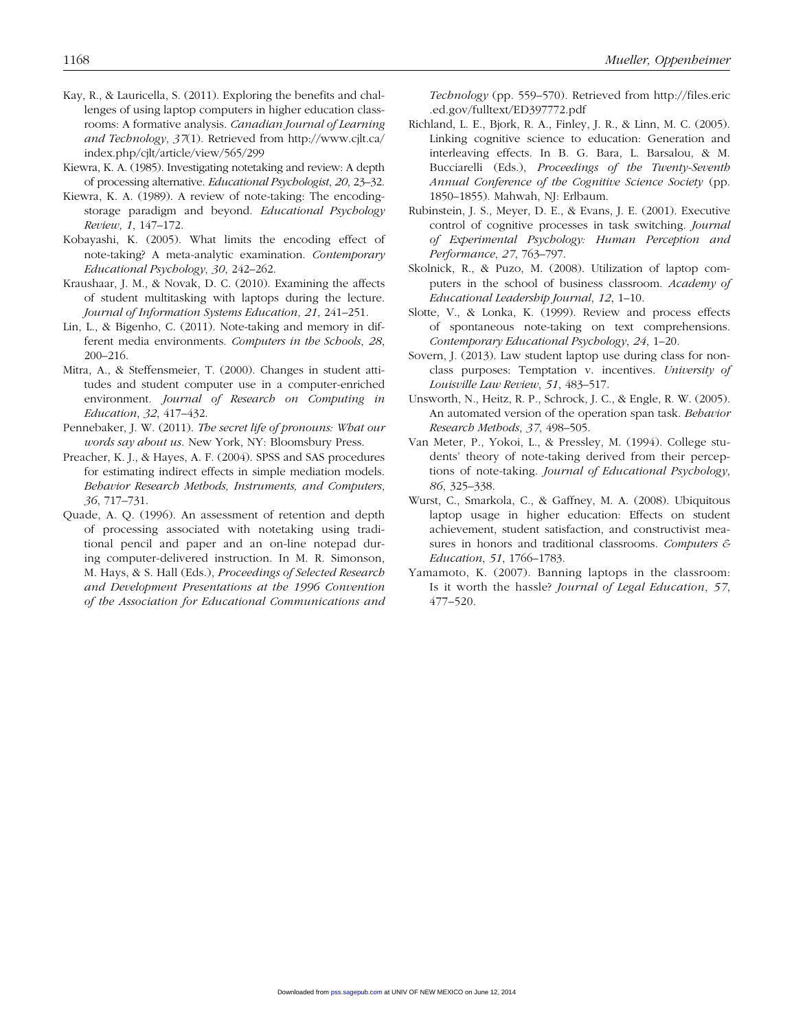Kay, R., & Lauricella, S. (2011). Exploring the benefits and challenges of using laptop computers in higher education classrooms: A formative analysis. *Canadian Journal of Learning and Technology*, *37*(1). Retrieved from http://www.cjlt.ca/index.php/cjlt/article/view/565/299

Kiewra, K. A. (1985). Investigating notetaking and review: A depth of processing alternative. *Educational Psychologist*, *20*, 23–32.

Kiewra, K. A. (1989). A review of note-taking: The encoding-storage paradigm and beyond. *Educational Psychology Review*, *1*, 147–172.

Kobayashi, K. (2005). What limits the encoding effect of note-taking? A meta-analytic examination. *Contemporary Educational Psychology*, *30*, 242–262.

Kraushaar, J. M., & Novak, D. C. (2010). Examining the affects of student multitasking with laptops during the lecture. *Journal of Information Systems Education*, *21*, 241–251.

Lin, L., & Bigenho, C. (2011). Note-taking and memory in different media environments. *Computers in the Schools*, *28*, 200–216.

Mitra, A., & Steffensmeier, T. (2000). Changes in student attitudes and student computer use in a computer-enriched environment. *Journal of Research on Computing in Education*, *32*, 417–432.

Pennebaker, J. W. (2011). *The secret life of pronouns: What our words say about us*. New York, NY: Bloomsbury Press.

Preacher, K. J., & Hayes, A. F. (2004). SPSS and SAS procedures for estimating indirect effects in simple mediation models. *Behavior Research Methods, Instruments, and Computers*, *36*, 717–731.

Quade, A. Q. (1996). An assessment of retention and depth of processing associated with notetaking using traditional pencil and paper and an on-line notepad during computer-delivered instruction. In M. R. Simonson, M. Hays, & S. Hall (Eds.), *Proceedings of Selected Research and Development Presentations at the 1996 Convention of the Association for Educational Communications and Technology* (pp. 559–570). Retrieved from http://files.eric.ed.gov/fulltext/ED397772.pdf

Richland, L. E., Bjork, R. A., Finley, J. R., & Linn, M. C. (2005). Linking cognitive science to education: Generation and interleaving effects. In B. G. Bara, L. Barsalou, & M. Bucciarelli (Eds.), *Proceedings of the Twenty-Seventh Annual Conference of the Cognitive Science Society* (pp. 1850–1855). Mahwah, NJ: Erlbaum.

Rubinstein, J. S., Meyer, D. E., & Evans, J. E. (2001). Executive control of cognitive processes in task switching. *Journal of Experimental Psychology: Human Perception and Performance*, *27*, 763–797.

Skolnick, R., & Puzo, M. (2008). Utilization of laptop computers in the school of business classroom. *Academy of Educational Leadership Journal*, *12*, 1–10.

Slotte, V., & Lonka, K. (1999). Review and process effects of spontaneous note-taking on text comprehensions. *Contemporary Educational Psychology*, *24*, 1–20.

Sovern, J. (2013). Law student laptop use during class for non-class purposes: Temptation v. incentives. *University of Louisville Law Review*, *51*, 483–517.

Unsworth, N., Heitz, R. P., Schrock, J. C., & Engle, R. W. (2005). An automated version of the operation span task. *Behavior Research Methods*, *37*, 498–505.

Van Meter, P., Yokoi, L., & Pressley, M. (1994). College students' theory of note-taking derived from their perceptions of note-taking. *Journal of Educational Psychology*, *86*, 325–338.

Wurst, C., Smarkola, C., & Gaffney, M. A. (2008). Ubiquitous laptop usage in higher education: Effects on student achievement, student satisfaction, and constructivist measures in honors and traditional classrooms. *Computers & Education*, *51*, 1766–1783.

Yamamoto, K. (2007). Banning laptops in the classroom: Is it worth the hassle? *Journal of Legal Education*, *57*, 477–520.